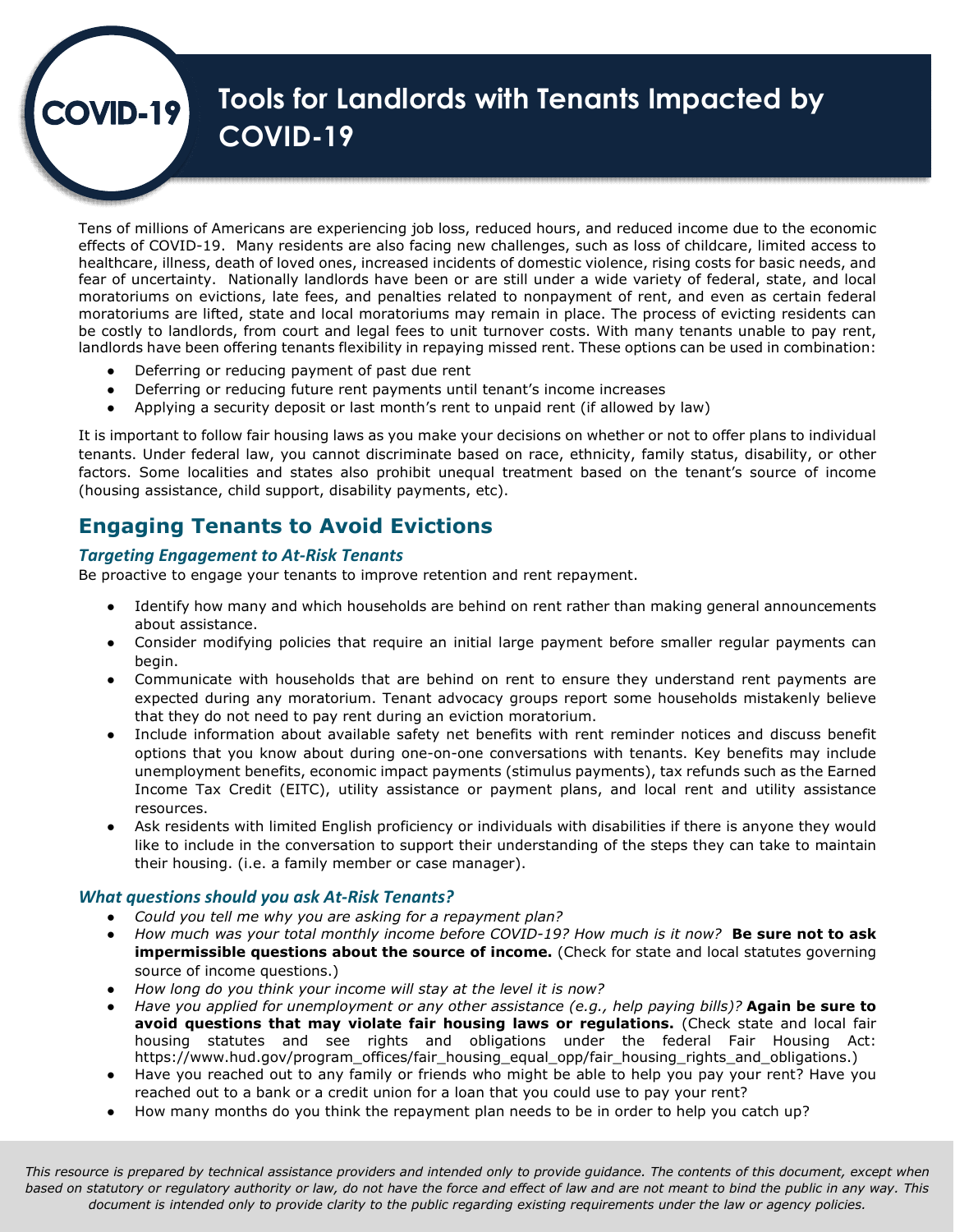COVID-19

# Tools for Landlords with Tenants Impacted by COVID-19

Tens of millions of Americans are experiencing job loss, reduced hours, and reduced income due to the economic effects of COVID-19. Many residents are also facing new challenges, such as loss of childcare, limited access to healthcare, illness, death of loved ones, increased incidents of domestic violence, rising costs for basic needs, and fear of uncertainty. Nationally landlords have been or are still under a wide variety of federal, state, and local moratoriums on evictions, late fees, and penalties related to nonpayment of rent, and even as certain federal moratoriums are lifted, state and local moratoriums may remain in place. The process of evicting residents can be costly to landlords, from court and legal fees to unit turnover costs. With many tenants unable to pay rent, landlords have been offering tenants flexibility in repaying missed rent. These options can be used in combination:

- Deferring or reducing payment of past due rent
- Deferring or reducing future rent payments until tenant's income increases
- Applying a security deposit or last month's rent to unpaid rent (if allowed by law)

It is important to follow fair housing laws as you make your decisions on whether or not to offer plans to individual tenants. Under federal law, you cannot discriminate based on race, ethnicity, family status, disability, or other factors. Some localities and states also prohibit unequal treatment based on the tenant's source of income (housing assistance, child support, disability payments, etc).

## Engaging Tenants to Avoid Evictions

### *Targeting Engagement to At-Risk Tenants*

Be proactive to engage your tenants to improve retention and rent repayment.

- Identify how many and which households are behind on rent rather than making general announcements about assistance.
- Consider modifying policies that require an initial large payment before smaller regular payments can begin.
- Communicate with households that are behind on rent to ensure they understand rent payments are expected during any moratorium. Tenant advocacy groups report some households mistakenly believe that they do not need to pay rent during an eviction moratorium.
- Include information about available safety net benefits with rent reminder notices and discuss benefit options that you know about during one-on-one conversations with tenants. Key benefits may include unemployment benefits, economic impact payments (stimulus payments), tax refunds such as the Earned Income Tax Credit (EITC), utility assistance or payment plans, and local rent and utility assistance resources.
- Ask residents with limited English proficiency or individuals with disabilities if there is anyone they would like to include in the conversation to support their understanding of the steps they can take to maintain their housing. (i.e. a family member or case manager).

### *What questions should you ask At-Risk Tenants?*

- *Could you tell me why you are asking for a repayment plan?*
- *How much was your total monthly income before COVID-19? How much is it now?* **Be sure not to ask impermissible questions about the source of income.** (Check for state and local statutes governing source of income questions.)
- *How long do you think your income will stay at the level it is now?*
- *Have you applied for unemployment or any other assistance (e.g., help paying bills)?* **Again be sure to avoid questions that may violate fair housing laws or regulations.** (Check state and local fair housing statutes and see rights and obligations under the federal Fair Housing Act: https://www.hud.gov/program_offices/fair_housing_equal_opp/fair_housing_rights_and_obligations.)
- Have you reached out to any family or friends who might be able to help you pay your rent? Have you reached out to a bank or a credit union for a loan that you could use to pay your rent?
- How many months do you think the repayment plan needs to be in order to help you catch up?

*This resource is prepared by technical assistance providers and intended only to provide guidance. The contents of this document, except when based on statutory or regulatory authority or law, do not have the force and effect of law and are not meant to bind the public in any way. This document is intended only to provide clarity to the public regarding existing requirements under the law or agency policies.*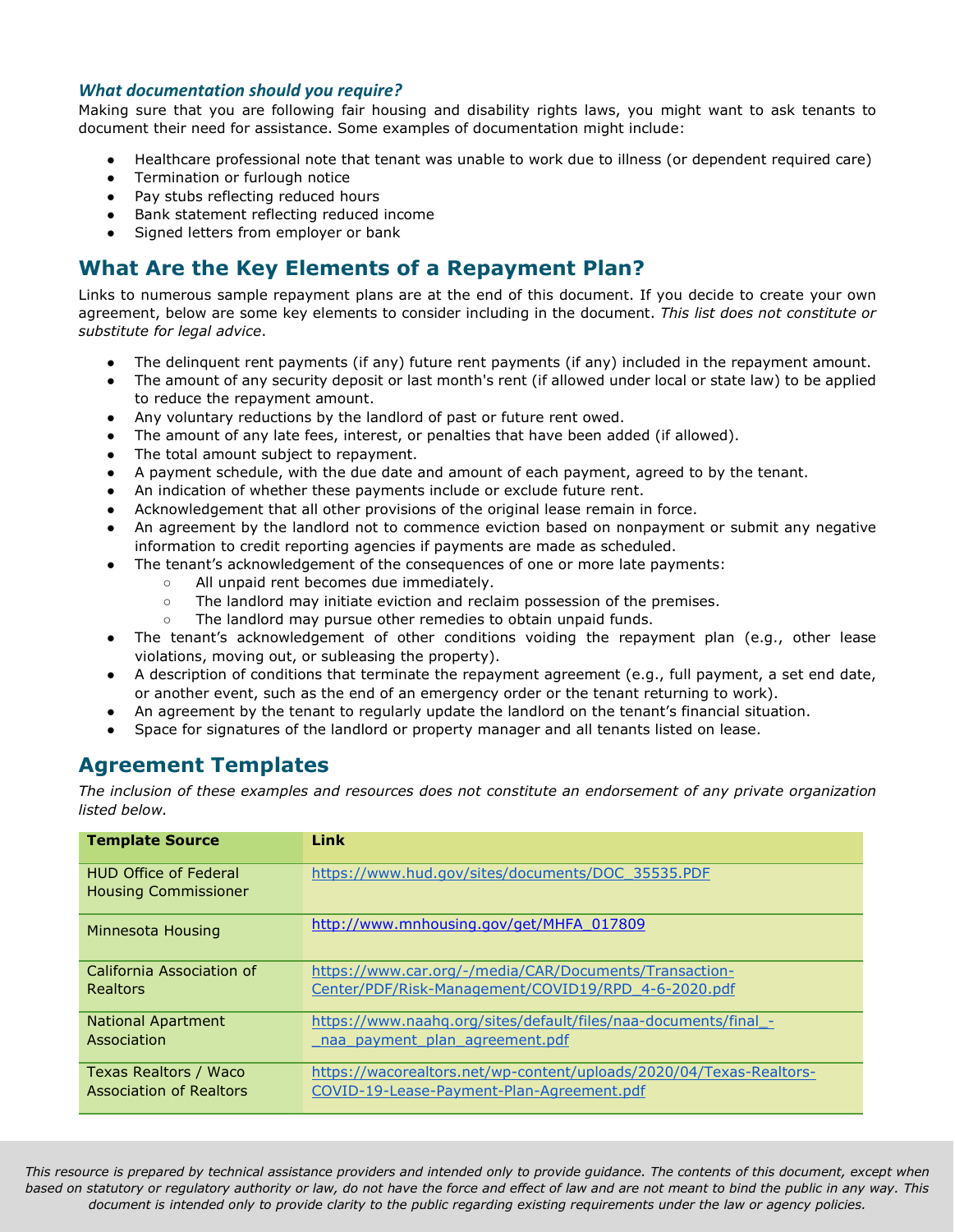### *What documentation should you require?*

Making sure that you are following fair housing and disability rights laws, you might want to ask tenants to document their need for assistance. Some examples of documentation might include:

- Healthcare professional note that tenant was unable to work due to illness (or dependent required care)
- Termination or furlough notice
- Pay stubs reflecting reduced hours
- Bank statement reflecting reduced income
- Signed letters from employer or bank

## What Are the Key Elements of a Repayment Plan?

Links to numerous sample repayment plans are at the end of this document. If you decide to create your own agreement, below are some key elements to consider including in the document. *This list does not constitute or substitute for legal advice*.

- The delinquent rent payments (if any) future rent payments (if any) included in the repayment amount.
- The amount of any security deposit or last month's rent (if allowed under local or state law) to be applied to reduce the repayment amount.
- Any voluntary reductions by the landlord of past or future rent owed.
- The amount of any late fees, interest, or penalties that have been added (if allowed).
- The total amount subject to repayment.
- A payment schedule, with the due date and amount of each payment, agreed to by the tenant.
- An indication of whether these payments include or exclude future rent.
- Acknowledgement that all other provisions of the original lease remain in force.
- An agreement by the landlord not to commence eviction based on nonpayment or submit any negative information to credit reporting agencies if payments are made as scheduled.
- The tenant's acknowledgement of the consequences of one or more late payments:
  - All unpaid rent becomes due immediately.
  - The landlord may initiate eviction and reclaim possession of the premises.
  - The landlord may pursue other remedies to obtain unpaid funds.
- The tenant's acknowledgement of other conditions voiding the repayment plan (e.g., other lease violations, moving out, or subleasing the property).
- A description of conditions that terminate the repayment agreement (e.g., full payment, a set end date, or another event, such as the end of an emergency order or the tenant returning to work).
- An agreement by the tenant to regularly update the landlord on the tenant's financial situation.
- Space for signatures of the landlord or property manager and all tenants listed on lease.

## Agreement Templates

*The inclusion of these examples and resources does not constitute an endorsement of any private organization listed below.*

| Template Source | Link |
| --- | --- |
| HUD Office of Federal Housing Commissioner | https://www.hud.gov/sites/documents/DOC_35535.PDF |
| Minnesota Housing | http://www.mnhousing.gov/get/MHFA_017809 |
| California Association of Realtors | https://www.car.org/-/media/CAR/Documents/Transaction-Center/PDF/Risk-Management/COVID19/RPD_4-6-2020.pdf |
| National Apartment Association | https://www.naahq.org/sites/default/files/naa-documents/final_-_naa_payment_plan_agreement.pdf |
| Texas Realtors / Waco Association of Realtors | https://wacorealtors.net/wp-content/uploads/2020/04/Texas-Realtors-COVID-19-Lease-Payment-Plan-Agreement.pdf |

*This resource is prepared by technical assistance providers and intended only to provide guidance. The contents of this document, except when based on statutory or regulatory authority or law, do not have the force and effect of law and are not meant to bind the public in any way. This document is intended only to provide clarity to the public regarding existing requirements under the law or agency policies.*